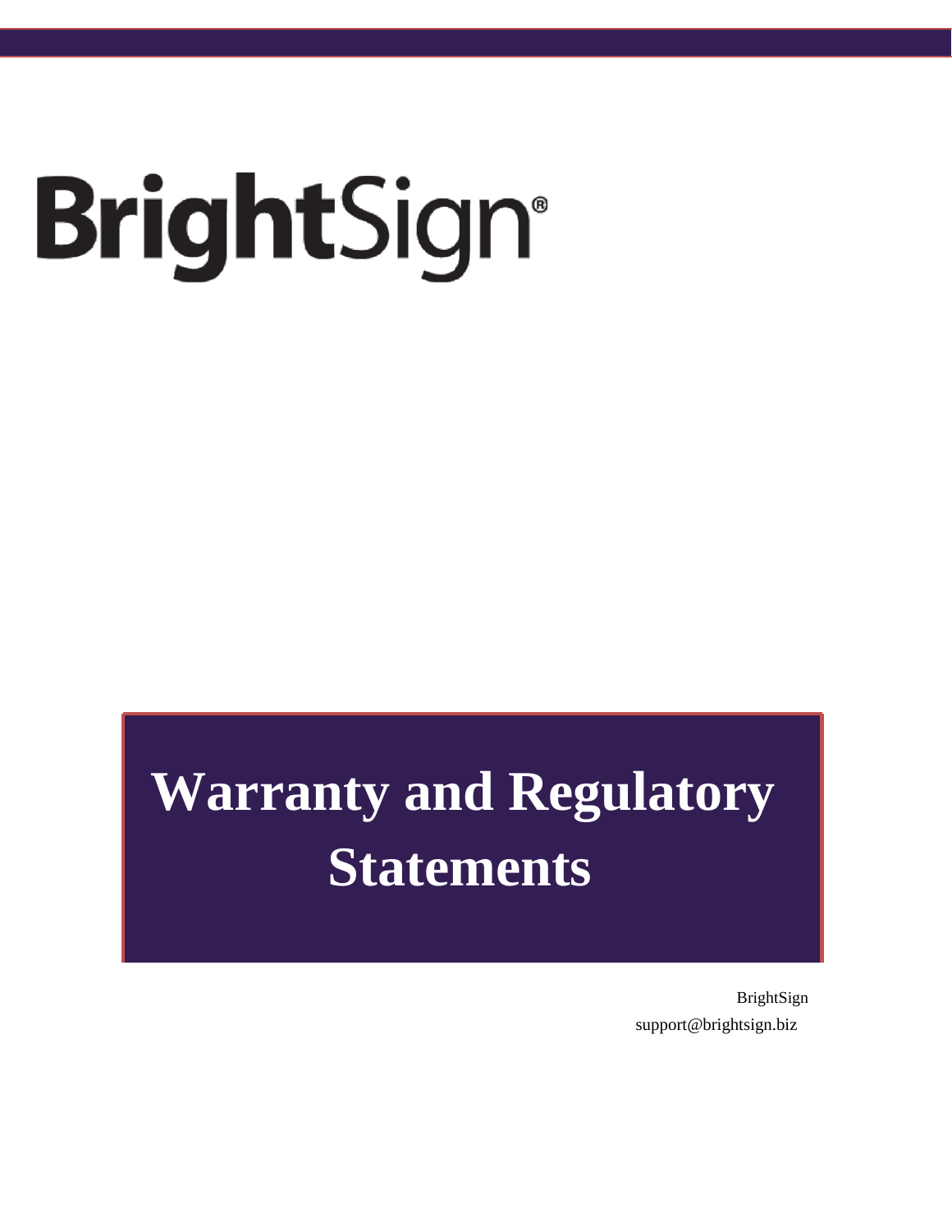BrightSign®

# Warranty and Regulatory Statements

BrightSign
support@brightsign.biz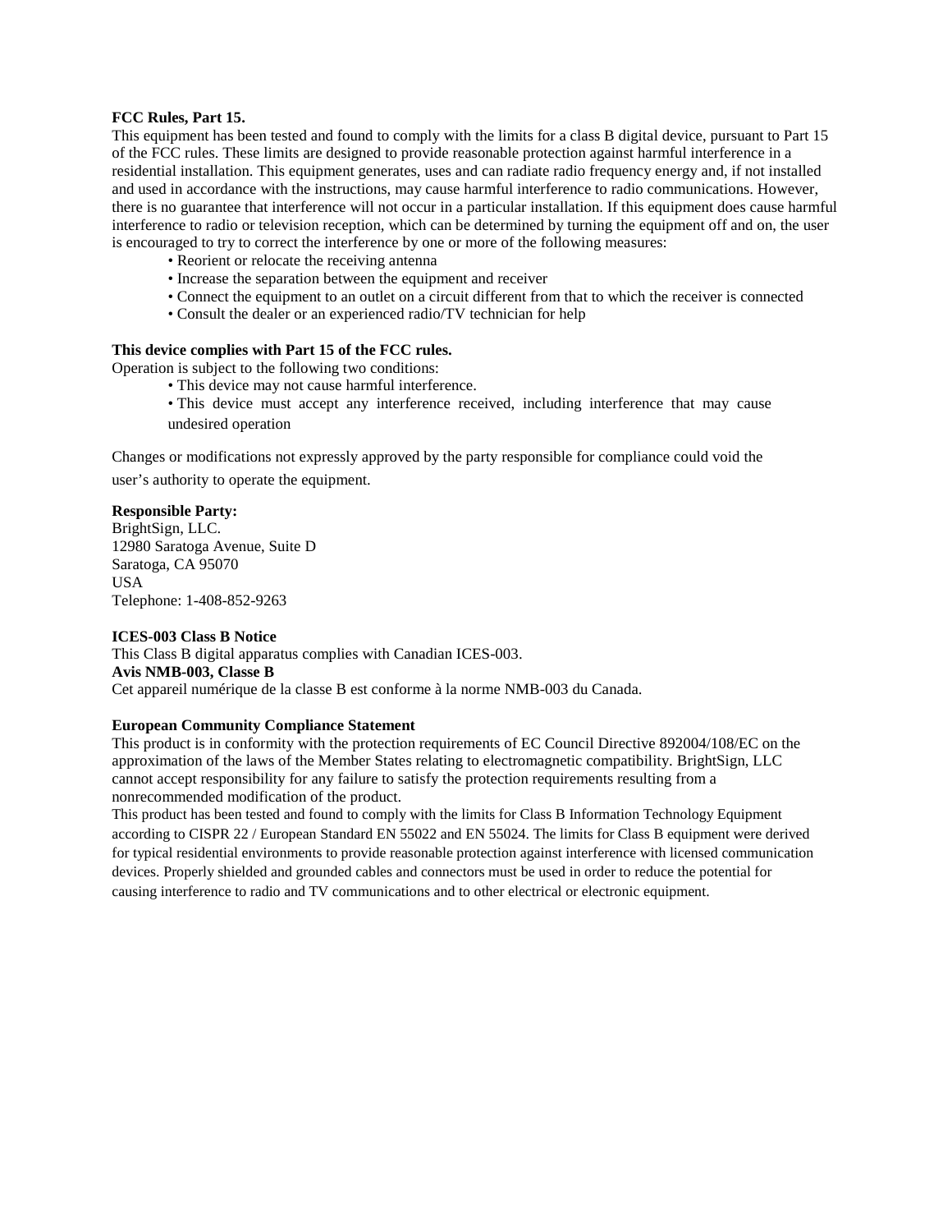**FCC Rules, Part 15.**

This equipment has been tested and found to comply with the limits for a class B digital device, pursuant to Part 15 of the FCC rules. These limits are designed to provide reasonable protection against harmful interference in a residential installation. This equipment generates, uses and can radiate radio frequency energy and, if not installed and used in accordance with the instructions, may cause harmful interference to radio communications. However, there is no guarantee that interference will not occur in a particular installation. If this equipment does cause harmful interference to radio or television reception, which can be determined by turning the equipment off and on, the user is encouraged to try to correct the interference by one or more of the following measures:

- Reorient or relocate the receiving antenna
- Increase the separation between the equipment and receiver
- Connect the equipment to an outlet on a circuit different from that to which the receiver is connected
- Consult the dealer or an experienced radio/TV technician for help

**This device complies with Part 15 of the FCC rules.**

Operation is subject to the following two conditions:

- This device may not cause harmful interference.
- This device must accept any interference received, including interference that may cause undesired operation

Changes or modifications not expressly approved by the party responsible for compliance could void the user's authority to operate the equipment.

**Responsible Party:**

BrightSign, LLC.
12980 Saratoga Avenue, Suite D
Saratoga, CA 95070
USA
Telephone: 1-408-852-9263

**ICES-003 Class B Notice**

This Class B digital apparatus complies with Canadian ICES-003.

**Avis NMB-003, Classe B**

Cet appareil numérique de la classe B est conforme à la norme NMB-003 du Canada.

**European Community Compliance Statement**

This product is in conformity with the protection requirements of EC Council Directive 892004/108/EC on the approximation of the laws of the Member States relating to electromagnetic compatibility. BrightSign, LLC cannot accept responsibility for any failure to satisfy the protection requirements resulting from a nonrecommended modification of the product.

This product has been tested and found to comply with the limits for Class B Information Technology Equipment according to CISPR 22 / European Standard EN 55022 and EN 55024. The limits for Class B equipment were derived for typical residential environments to provide reasonable protection against interference with licensed communication devices. Properly shielded and grounded cables and connectors must be used in order to reduce the potential for causing interference to radio and TV communications and to other electrical or electronic equipment.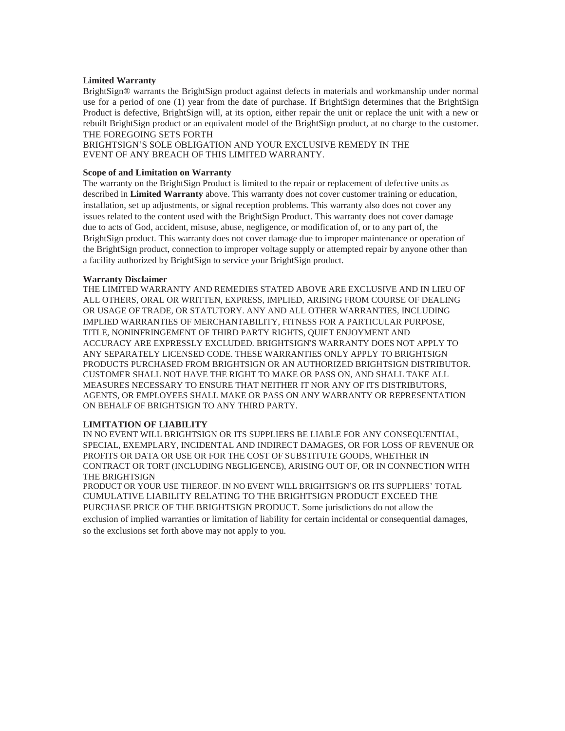**Limited Warranty**

BrightSign® warrants the BrightSign product against defects in materials and workmanship under normal use for a period of one (1) year from the date of purchase. If BrightSign determines that the BrightSign Product is defective, BrightSign will, at its option, either repair the unit or replace the unit with a new or rebuilt BrightSign product or an equivalent model of the BrightSign product, at no charge to the customer. THE FOREGOING SETS FORTH BRIGHTSIGN'S SOLE OBLIGATION AND YOUR EXCLUSIVE REMEDY IN THE EVENT OF ANY BREACH OF THIS LIMITED WARRANTY.

**Scope of and Limitation on Warranty**

The warranty on the BrightSign Product is limited to the repair or replacement of defective units as described in **Limited Warranty** above. This warranty does not cover customer training or education, installation, set up adjustments, or signal reception problems. This warranty also does not cover any issues related to the content used with the BrightSign Product. This warranty does not cover damage due to acts of God, accident, misuse, abuse, negligence, or modification of, or to any part of, the BrightSign product. This warranty does not cover damage due to improper maintenance or operation of the BrightSign product, connection to improper voltage supply or attempted repair by anyone other than a facility authorized by BrightSign to service your BrightSign product.

**Warranty Disclaimer**

THE LIMITED WARRANTY AND REMEDIES STATED ABOVE ARE EXCLUSIVE AND IN LIEU OF ALL OTHERS, ORAL OR WRITTEN, EXPRESS, IMPLIED, ARISING FROM COURSE OF DEALING OR USAGE OF TRADE, OR STATUTORY. ANY AND ALL OTHER WARRANTIES, INCLUDING IMPLIED WARRANTIES OF MERCHANTABILITY, FITNESS FOR A PARTICULAR PURPOSE, TITLE, NONINFRINGEMENT OF THIRD PARTY RIGHTS, QUIET ENJOYMENT AND ACCURACY ARE EXPRESSLY EXCLUDED. BRIGHTSIGN'S WARRANTY DOES NOT APPLY TO ANY SEPARATELY LICENSED CODE. THESE WARRANTIES ONLY APPLY TO BRIGHTSIGN PRODUCTS PURCHASED FROM BRIGHTSIGN OR AN AUTHORIZED BRIGHTSIGN DISTRIBUTOR. CUSTOMER SHALL NOT HAVE THE RIGHT TO MAKE OR PASS ON, AND SHALL TAKE ALL MEASURES NECESSARY TO ENSURE THAT NEITHER IT NOR ANY OF ITS DISTRIBUTORS, AGENTS, OR EMPLOYEES SHALL MAKE OR PASS ON ANY WARRANTY OR REPRESENTATION ON BEHALF OF BRIGHTSIGN TO ANY THIRD PARTY.

**LIMITATION OF LIABILITY**

IN NO EVENT WILL BRIGHTSIGN OR ITS SUPPLIERS BE LIABLE FOR ANY CONSEQUENTIAL, SPECIAL, EXEMPLARY, INCIDENTAL AND INDIRECT DAMAGES, OR FOR LOSS OF REVENUE OR PROFITS OR DATA OR USE OR FOR THE COST OF SUBSTITUTE GOODS, WHETHER IN CONTRACT OR TORT (INCLUDING NEGLIGENCE), ARISING OUT OF, OR IN CONNECTION WITH THE BRIGHTSIGN PRODUCT OR YOUR USE THEREOF. IN NO EVENT WILL BRIGHTSIGN'S OR ITS SUPPLIERS' TOTAL CUMULATIVE LIABILITY RELATING TO THE BRIGHTSIGN PRODUCT EXCEED THE PURCHASE PRICE OF THE BRIGHTSIGN PRODUCT. Some jurisdictions do not allow the exclusion of implied warranties or limitation of liability for certain incidental or consequential damages, so the exclusions set forth above may not apply to you.